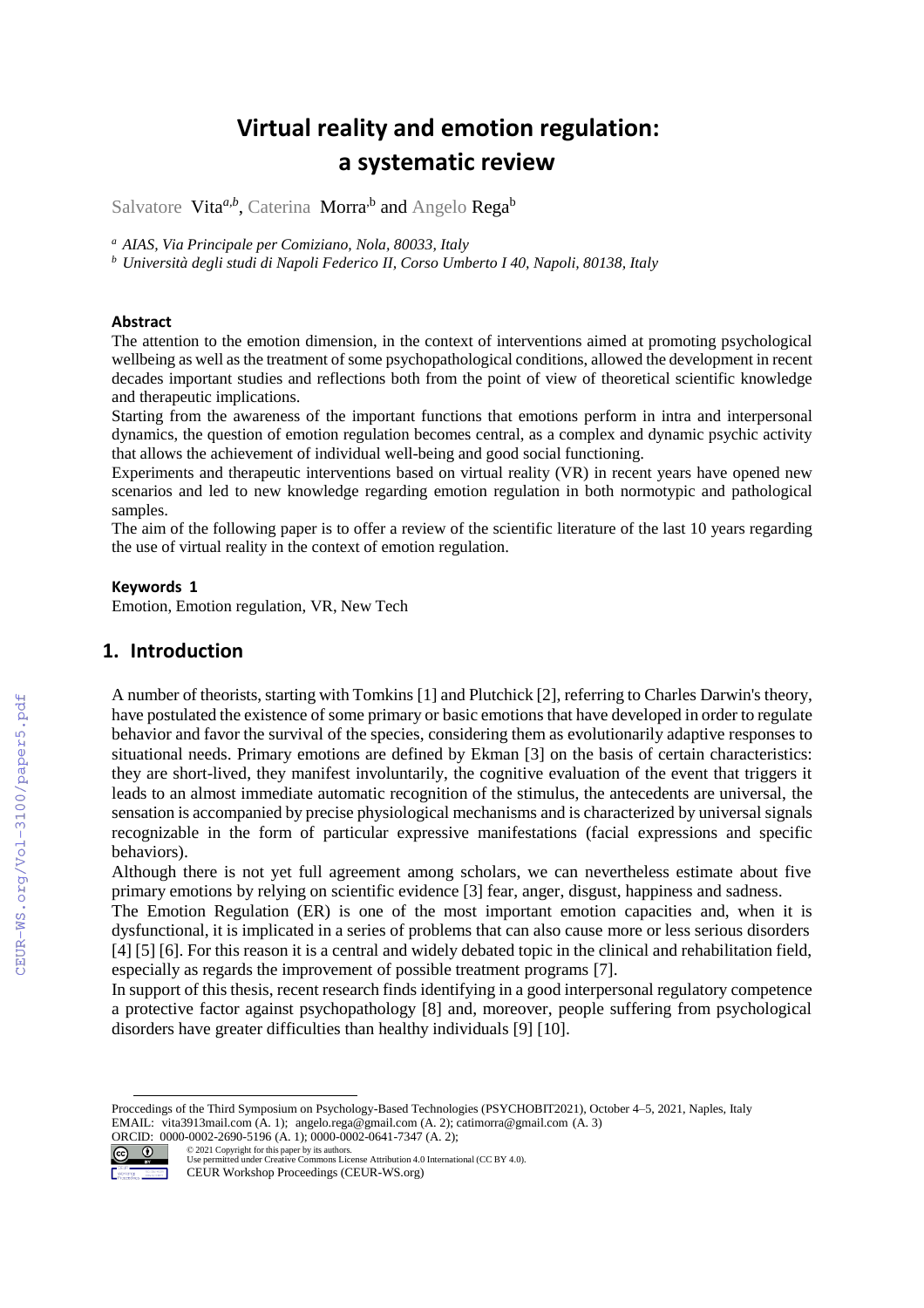# Virtual reality and emotion regulation: a systematic review

Salvatore Vita[a,b], Caterina Morra[b] and Angelo Rega[b]

[a] *AIAS, Via Principale per Comiziano, Nola, 80033, Italy*

[b] *Università degli studi di Napoli Federico II, Corso Umberto I 40, Napoli, 80138, Italy*

### Abstract

The attention to the emotion dimension, in the context of interventions aimed at promoting psychological wellbeing as well as the treatment of some psychopathological conditions, allowed the development in recent decades important studies and reflections both from the point of view of theoretical scientific knowledge and therapeutic implications.

Starting from the awareness of the important functions that emotions perform in intra and interpersonal dynamics, the question of emotion regulation becomes central, as a complex and dynamic psychic activity that allows the achievement of individual well-being and good social functioning.

Experiments and therapeutic interventions based on virtual reality (VR) in recent years have opened new scenarios and led to new knowledge regarding emotion regulation in both normotypic and pathological samples.

The aim of the following paper is to offer a review of the scientific literature of the last 10 years regarding the use of virtual reality in the context of emotion regulation.

### Keywords 1

Emotion, Emotion regulation, VR, New Tech

## 1. Introduction

A number of theorists, starting with Tomkins [1] and Plutchick [2], referring to Charles Darwin's theory, have postulated the existence of some primary or basic emotions that have developed in order to regulate behavior and favor the survival of the species, considering them as evolutionarily adaptive responses to situational needs. Primary emotions are defined by Ekman [3] on the basis of certain characteristics: they are short-lived, they manifest involuntarily, the cognitive evaluation of the event that triggers it leads to an almost immediate automatic recognition of the stimulus, the antecedents are universal, the sensation is accompanied by precise physiological mechanisms and is characterized by universal signals recognizable in the form of particular expressive manifestations (facial expressions and specific behaviors).

Although there is not yet full agreement among scholars, we can nevertheless estimate about five primary emotions by relying on scientific evidence [3] fear, anger, disgust, happiness and sadness.

The Emotion Regulation (ER) is one of the most important emotion capacities and, when it is dysfunctional, it is implicated in a series of problems that can also cause more or less serious disorders [4] [5] [6]. For this reason it is a central and widely debated topic in the clinical and rehabilitation field, especially as regards the improvement of possible treatment programs [7].

In support of this thesis, recent research finds identifying in a good interpersonal regulatory competence a protective factor against psychopathology [8] and, moreover, people suffering from psychological disorders have greater difficulties than healthy individuals [9] [10].

---

Proccedings of the Third Symposium on Psychology-Based Technologies (PSYCHOBIT2021), October 4–5, 2021, Naples, Italy
EMAIL: vita3913mail.com (A. 1); angelo.rega@gmail.com (A. 2); catimorra@gmail.com (A. 3)
ORCID: 0000-0002-2690-5196 (A. 1); 0000-0002-0641-7347 (A. 2);
© 2021 Copyright for this paper by its authors.
Use permitted under Creative Commons License Attribution 4.0 International (CC BY 4.0).
CEUR Workshop Proceedings (CEUR-WS.org)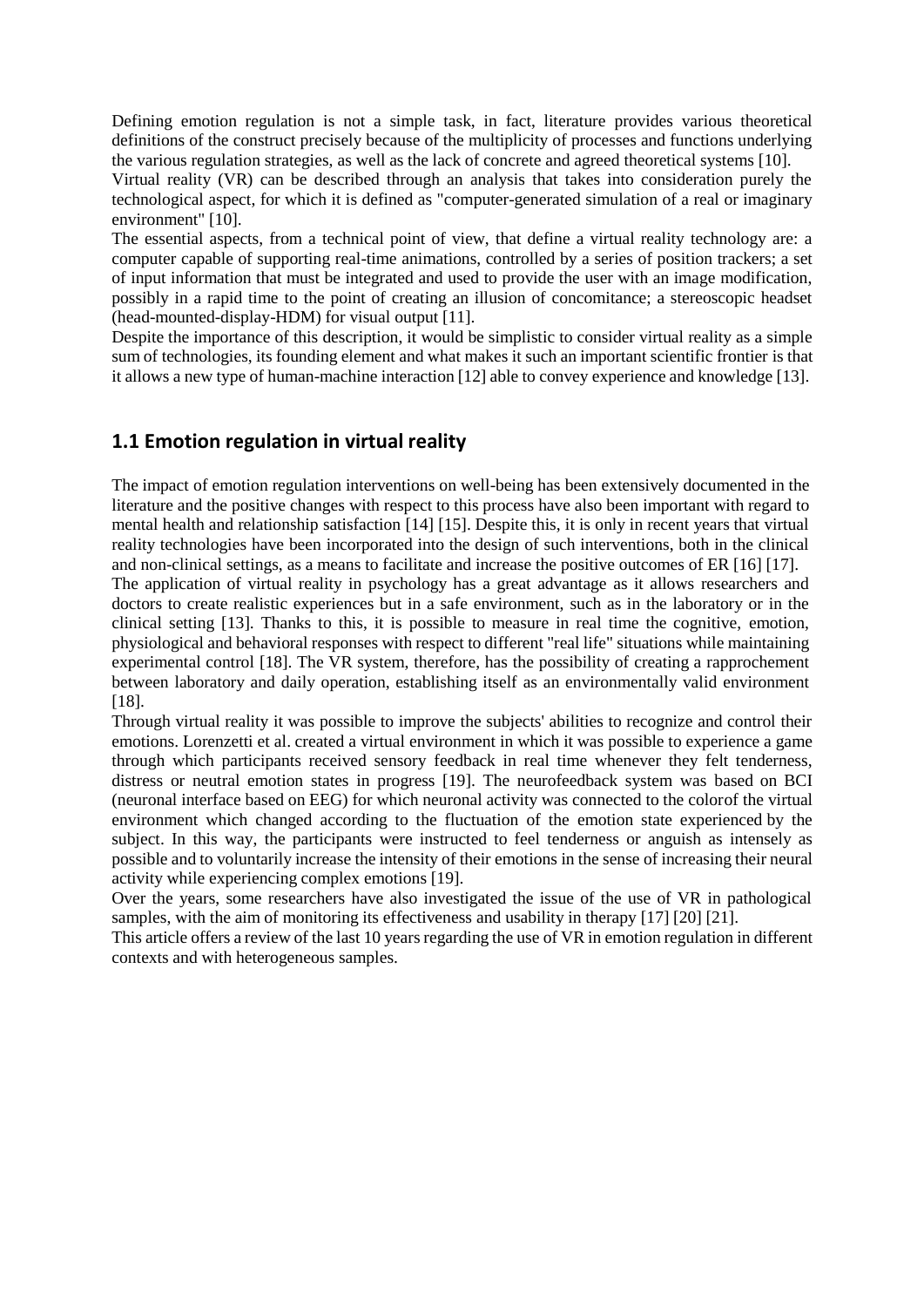Defining emotion regulation is not a simple task, in fact, literature provides various theoretical definitions of the construct precisely because of the multiplicity of processes and functions underlying the various regulation strategies, as well as the lack of concrete and agreed theoretical systems [10].

Virtual reality (VR) can be described through an analysis that takes into consideration purely the technological aspect, for which it is defined as "computer-generated simulation of a real or imaginary environment" [10].

The essential aspects, from a technical point of view, that define a virtual reality technology are: a computer capable of supporting real-time animations, controlled by a series of position trackers; a set of input information that must be integrated and used to provide the user with an image modification, possibly in a rapid time to the point of creating an illusion of concomitance; a stereoscopic headset (head-mounted-display-HDM) for visual output [11].

Despite the importance of this description, it would be simplistic to consider virtual reality as a simple sum of technologies, its founding element and what makes it such an important scientific frontier is that it allows a new type of human-machine interaction [12] able to convey experience and knowledge [13].

## 1.1 Emotion regulation in virtual reality

The impact of emotion regulation interventions on well-being has been extensively documented in the literature and the positive changes with respect to this process have also been important with regard to mental health and relationship satisfaction [14] [15]. Despite this, it is only in recent years that virtual reality technologies have been incorporated into the design of such interventions, both in the clinical and non-clinical settings, as a means to facilitate and increase the positive outcomes of ER [16] [17].

The application of virtual reality in psychology has a great advantage as it allows researchers and doctors to create realistic experiences but in a safe environment, such as in the laboratory or in the clinical setting [13]. Thanks to this, it is possible to measure in real time the cognitive, emotion, physiological and behavioral responses with respect to different "real life" situations while maintaining experimental control [18]. The VR system, therefore, has the possibility of creating a rapprochement between laboratory and daily operation, establishing itself as an environmentally valid environment [18].

Through virtual reality it was possible to improve the subjects' abilities to recognize and control their emotions. Lorenzetti et al. created a virtual environment in which it was possible to experience a game through which participants received sensory feedback in real time whenever they felt tenderness, distress or neutral emotion states in progress [19]. The neurofeedback system was based on BCI (neuronal interface based on EEG) for which neuronal activity was connected to the colorof the virtual environment which changed according to the fluctuation of the emotion state experienced by the subject. In this way, the participants were instructed to feel tenderness or anguish as intensely as possible and to voluntarily increase the intensity of their emotions in the sense of increasing their neural activity while experiencing complex emotions [19].

Over the years, some researchers have also investigated the issue of the use of VR in pathological samples, with the aim of monitoring its effectiveness and usability in therapy [17] [20] [21].

This article offers a review of the last 10 years regarding the use of VR in emotion regulation in different contexts and with heterogeneous samples.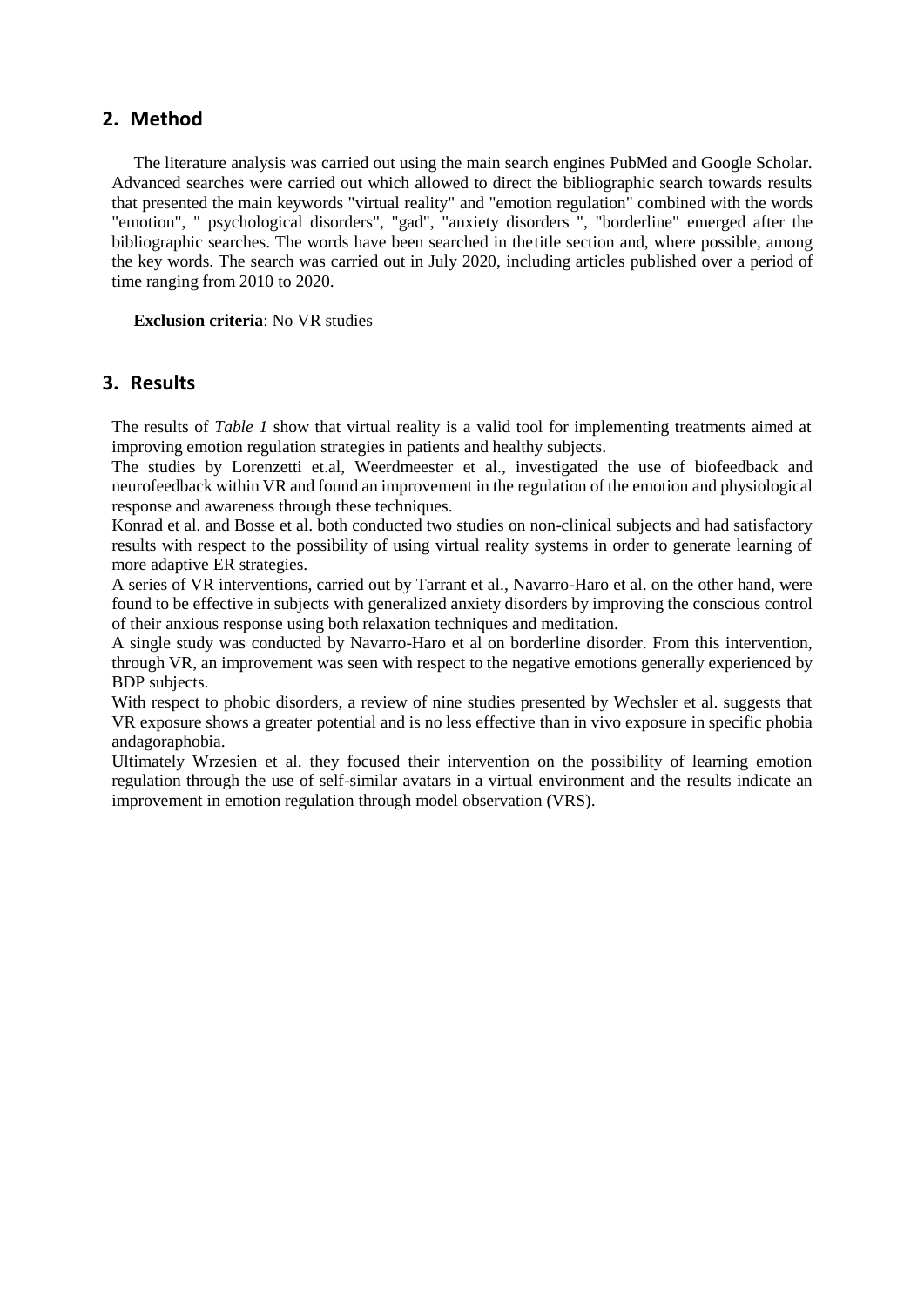## 2. Method

The literature analysis was carried out using the main search engines PubMed and Google Scholar. Advanced searches were carried out which allowed to direct the bibliographic search towards results that presented the main keywords "virtual reality" and "emotion regulation" combined with the words "emotion", " psychological disorders", "gad", "anxiety disorders ", "borderline" emerged after the bibliographic searches. The words have been searched in thetitle section and, where possible, among the key words. The search was carried out in July 2020, including articles published over a period of time ranging from 2010 to 2020.

**Exclusion criteria**: No VR studies

## 3. Results

The results of *Table 1* show that virtual reality is a valid tool for implementing treatments aimed at improving emotion regulation strategies in patients and healthy subjects.

The studies by Lorenzetti et.al, Weerdmeester et al., investigated the use of biofeedback and neurofeedback within VR and found an improvement in the regulation of the emotion and physiological response and awareness through these techniques.

Konrad et al. and Bosse et al. both conducted two studies on non-clinical subjects and had satisfactory results with respect to the possibility of using virtual reality systems in order to generate learning of more adaptive ER strategies.

A series of VR interventions, carried out by Tarrant et al., Navarro-Haro et al. on the other hand, were found to be effective in subjects with generalized anxiety disorders by improving the conscious control of their anxious response using both relaxation techniques and meditation.

A single study was conducted by Navarro-Haro et al on borderline disorder. From this intervention, through VR, an improvement was seen with respect to the negative emotions generally experienced by BDP subjects.

With respect to phobic disorders, a review of nine studies presented by Wechsler et al. suggests that VR exposure shows a greater potential and is no less effective than in vivo exposure in specific phobia andagoraphobia.

Ultimately Wrzesien et al. they focused their intervention on the possibility of learning emotion regulation through the use of self-similar avatars in a virtual environment and the results indicate an improvement in emotion regulation through model observation (VRS).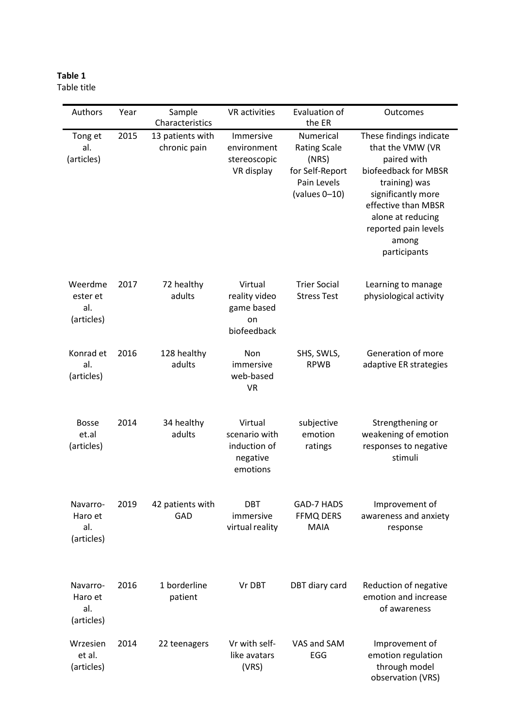**Table 1**
Table title

| Authors | Year | Sample Characteristics | VR activities | Evaluation of the ER | Outcomes |
|---|---|---|---|---|---|
| Tong et al. (articles) | 2015 | 13 patients with chronic pain | Immersive environment stereoscopic VR display | Numerical Rating Scale (NRS) for Self-Report Pain Levels (values 0–10) | These findings indicate that the VMW (VR paired with biofeedback for MBSR training) was significantly more effective than MBSR alone at reducing reported pain levels among participants |
| Weerdmeester et al. (articles) | 2017 | 72 healthy adults | Virtual reality video game based on biofeedback | Trier Social Stress Test | Learning to manage physiological activity |
| Konrad et al. (articles) | 2016 | 128 healthy adults | Non immersive web-based VR | SHS, SWLS, RPWB | Generation of more adaptive ER strategies |
| Bosse et.al (articles) | 2014 | 34 healthy adults | Virtual scenario with induction of negative emotions | subjective emotion ratings | Strengthening or weakening of emotion responses to negative stimuli |
| Navarro-Haro et al. (articles) | 2019 | 42 patients with GAD | DBT immersive virtual reality | GAD-7 HADS FFMQ DERS MAIA | Improvement of awareness and anxiety response |
| Navarro-Haro et al. (articles) | 2016 | 1 borderline patient | Vr DBT | DBT diary card | Reduction of negative emotion and increase of awareness |
| Wrzesien et al. (articles) | 2014 | 22 teenagers | Vr with self-like avatars (VRS) | VAS and SAM EGG | Improvement of emotion regulation through model observation (VRS) |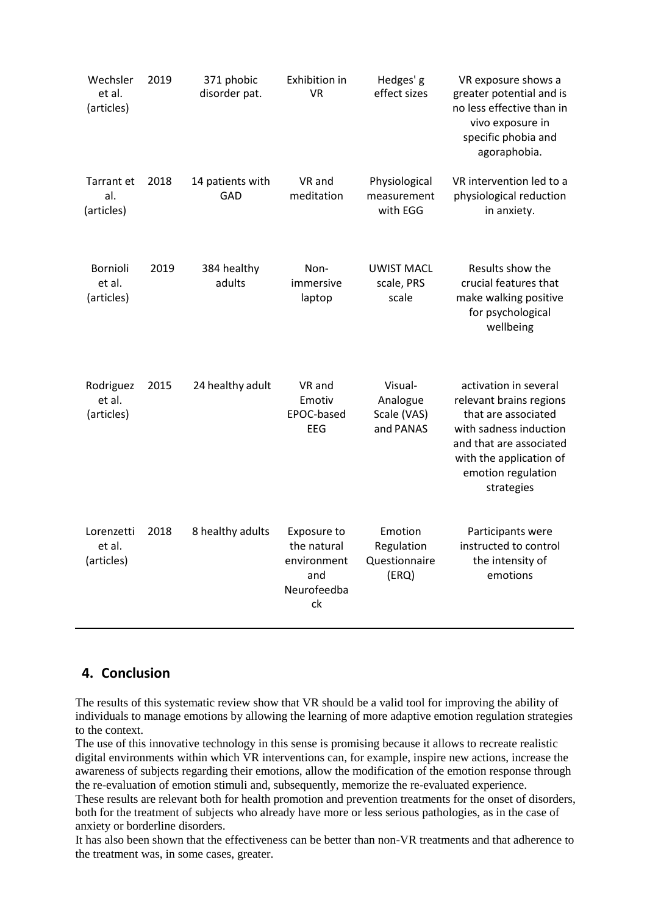| | | | | | |
|---|---|---|---|---|---|
| Wechsler et al. (articles) | 2019 | 371 phobic disorder pat. | Exhibition in VR | Hedges' g effect sizes | VR exposure shows a greater potential and is no less effective than in vivo exposure in specific phobia and agoraphobia. |
| Tarrant et al. (articles) | 2018 | 14 patients with GAD | VR and meditation | Physiological measurement with EGG | VR intervention led to a physiological reduction in anxiety. |
| Bornioli et al. (articles) | 2019 | 384 healthy adults | Non-immersive laptop | UWIST MACL scale, PRS scale | Results show the crucial features that make walking positive for psychological wellbeing |
| Rodriguez et al. (articles) | 2015 | 24 healthy adult | VR and Emotiv EPOC-based EEG | Visual-Analogue Scale (VAS) and PANAS | activation in several relevant brains regions that are associated with sadness induction and that are associated with the application of emotion regulation strategies |
| Lorenzetti et al. (articles) | 2018 | 8 healthy adults | Exposure to the natural environment and Neurofeedback | Emotion Regulation Questionnaire (ERQ) | Participants were instructed to control the intensity of emotions |

## 4. Conclusion

The results of this systematic review show that VR should be a valid tool for improving the ability of individuals to manage emotions by allowing the learning of more adaptive emotion regulation strategies to the context.

The use of this innovative technology in this sense is promising because it allows to recreate realistic digital environments within which VR interventions can, for example, inspire new actions, increase the awareness of subjects regarding their emotions, allow the modification of the emotion response through the re-evaluation of emotion stimuli and, subsequently, memorize the re-evaluated experience.

These results are relevant both for health promotion and prevention treatments for the onset of disorders, both for the treatment of subjects who already have more or less serious pathologies, as in the case of anxiety or borderline disorders.

It has also been shown that the effectiveness can be better than non-VR treatments and that adherence to the treatment was, in some cases, greater.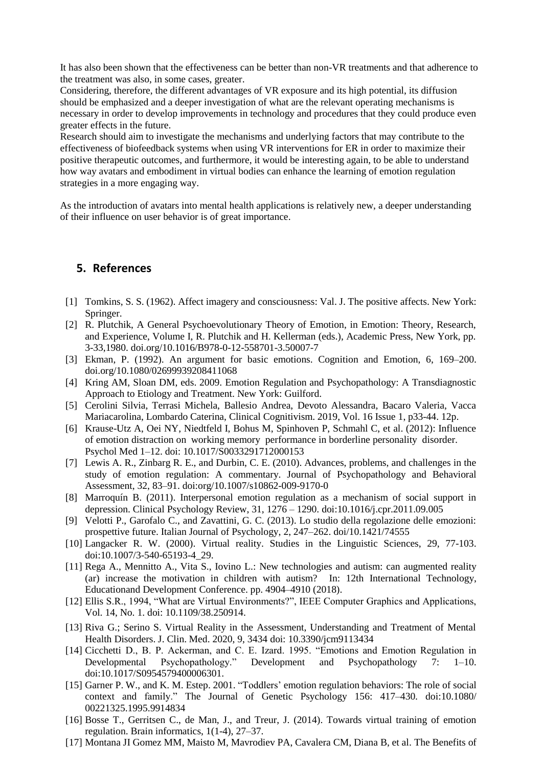It has also been shown that the effectiveness can be better than non-VR treatments and that adherence to the treatment was also, in some cases, greater.

Considering, therefore, the different advantages of VR exposure and its high potential, its diffusion should be emphasized and a deeper investigation of what are the relevant operating mechanisms is necessary in order to develop improvements in technology and procedures that they could produce even greater effects in the future.

Research should aim to investigate the mechanisms and underlying factors that may contribute to the effectiveness of biofeedback systems when using VR interventions for ER in order to maximize their positive therapeutic outcomes, and furthermore, it would be interesting again, to be able to understand how way avatars and embodiment in virtual bodies can enhance the learning of emotion regulation strategies in a more engaging way.

As the introduction of avatars into mental health applications is relatively new, a deeper understanding of their influence on user behavior is of great importance.

## 5. References

[1] Tomkins, S. S. (1962). Affect imagery and consciousness: Val. J. The positive affects. New York: Springer.

[2] R. Plutchik, A General Psychoevolutionary Theory of Emotion, in Emotion: Theory, Research, and Experience, Volume I, R. Plutchik and H. Kellerman (eds.), Academic Press, New York, pp. 3-33,1980. doi.org/10.1016/B978-0-12-558701-3.50007-7

[3] Ekman, P. (1992). An argument for basic emotions. Cognition and Emotion, 6, 169–200. doi.org/10.1080/02699939208411068

[4] Kring AM, Sloan DM, eds. 2009. Emotion Regulation and Psychopathology: A Transdiagnostic Approach to Etiology and Treatment. New York: Guilford.

[5] Cerolini Silvia, Terrasi Michela, Ballesio Andrea, Devoto Alessandra, Bacaro Valeria, Vacca Mariacarolina, Lombardo Caterina, Clinical Cognitivism. 2019, Vol. 16 Issue 1, p33-44. 12p.

[6] Krause-Utz A, Oei NY, Niedtfeld I, Bohus M, Spinhoven P, Schmahl C, et al. (2012): Influence of emotion distraction on working memory performance in borderline personality disorder. Psychol Med 1–12. doi: 10.1017/S0033291712000153

[7] Lewis A. R., Zinbarg R. E., and Durbin, C. E. (2010). Advances, problems, and challenges in the study of emotion regulation: A commentary. Journal of Psychopathology and Behavioral Assessment, 32, 83–91. doi:org/10.1007/s10862-009-9170-0

[8] Marroquín B. (2011). Interpersonal emotion regulation as a mechanism of social support in depression. Clinical Psychology Review, 31, 1276 – 1290. doi:10.1016/j.cpr.2011.09.005

[9] Velotti P., Garofalo C., and Zavattini, G. C. (2013). Lo studio della regolazione delle emozioni: prospettive future. Italian Journal of Psychology, 2, 247–262. doi/10.1421/74555

[10] Langacker R. W. (2000). Virtual reality. Studies in the Linguistic Sciences, 29, 77-103. doi:10.1007/3-540-65193-4_29.

[11] Rega A., Mennitto A., Vita S., Iovino L.: New technologies and autism: can augmented reality (ar) increase the motivation in children with autism? In: 12th International Technology, Educationand Development Conference. pp. 4904–4910 (2018).

[12] Ellis S.R., 1994, "What are Virtual Environments?", IEEE Computer Graphics and Applications, Vol. 14, No. 1. doi: 10.1109/38.250914.

[13] Riva G.; Serino S. Virtual Reality in the Assessment, Understanding and Treatment of Mental Health Disorders. J. Clin. Med. 2020, 9, 3434 doi: 10.3390/jcm9113434

[14] Cicchetti D., B. P. Ackerman, and C. E. Izard. 1995. "Emotions and Emotion Regulation in Developmental Psychopathology." Development and Psychopathology 7: 1–10. doi:10.1017/S0954579400006301.

[15] Garner P. W., and K. M. Estep. 2001. "Toddlers' emotion regulation behaviors: The role of social context and family." The Journal of Genetic Psychology 156: 417–430. doi:10.1080/ 00221325.1995.9914834

[16] Bosse T., Gerritsen C., de Man, J., and Treur, J. (2014). Towards virtual training of emotion regulation. Brain informatics, 1(1-4), 27–37.

[17] Montana JI Gomez MM, Maisto M, Mavrodiev PA, Cavalera CM, Diana B, et al. The Benefits of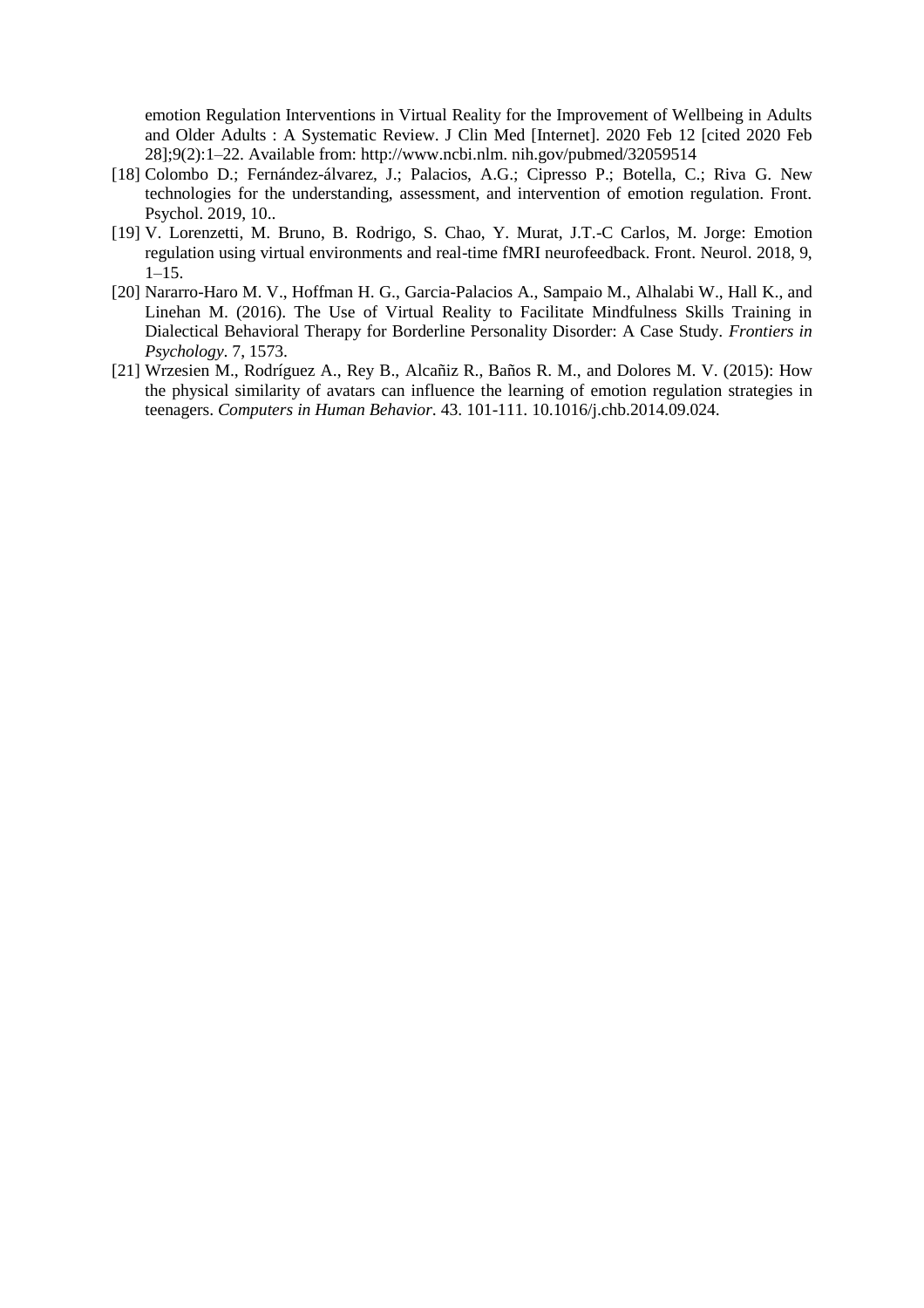emotion Regulation Interventions in Virtual Reality for the Improvement of Wellbeing in Adults and Older Adults : A Systematic Review. J Clin Med [Internet]. 2020 Feb 12 [cited 2020 Feb 28];9(2):1–22. Available from: http://www.ncbi.nlm. nih.gov/pubmed/32059514

[18] Colombo D.; Fernández-álvarez, J.; Palacios, A.G.; Cipresso P.; Botella, C.; Riva G. New technologies for the understanding, assessment, and intervention of emotion regulation. Front. Psychol. 2019, 10..

[19] V. Lorenzetti, M. Bruno, B. Rodrigo, S. Chao, Y. Murat, J.T.-C Carlos, M. Jorge: Emotion regulation using virtual environments and real-time fMRI neurofeedback. Front. Neurol. 2018, 9, 1–15.

[20] Nararro-Haro M. V., Hoffman H. G., Garcia-Palacios A., Sampaio M., Alhalabi W., Hall K., and Linehan M. (2016). The Use of Virtual Reality to Facilitate Mindfulness Skills Training in Dialectical Behavioral Therapy for Borderline Personality Disorder: A Case Study. *Frontiers in Psychology*. 7, 1573.

[21] Wrzesien M., Rodríguez A., Rey B., Alcañiz R., Baños R. M., and Dolores M. V. (2015): How the physical similarity of avatars can influence the learning of emotion regulation strategies in teenagers. *Computers in Human Behavior*. 43. 101-111. 10.1016/j.chb.2014.09.024.